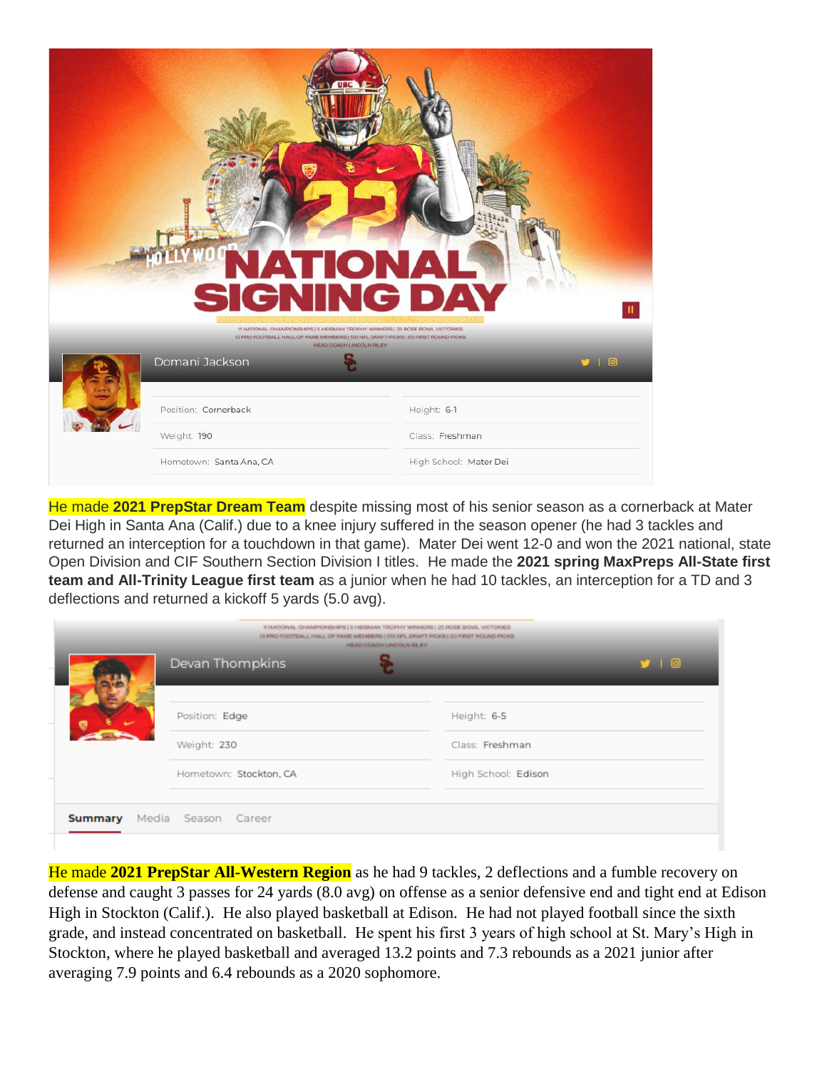NATIONAL SIGNING DAY

Domani Jackson

| | |
|---|---|
| Position: Cornerback | Height: 6-1 |
| Weight: 190 | Class: Freshman |
| Hometown: Santa Ana, CA | High School: Mater Dei |

He made **2021 PrepStar Dream Team** despite missing most of his senior season as a cornerback at Mater Dei High in Santa Ana (Calif.) due to a knee injury suffered in the season opener (he had 3 tackles and returned an interception for a touchdown in that game). Mater Dei went 12-0 and won the 2021 national, state Open Division and CIF Southern Section Division I titles. He made the **2021 spring MaxPreps All-State first team and All-Trinity League first team** as a junior when he had 10 tackles, an interception for a TD and 3 deflections and returned a kickoff 5 yards (5.0 avg).

Devan Thompkins

| | |
|---|---|
| Position: Edge | Height: 6-5 |
| Weight: 230 | Class: Freshman |
| Hometown: Stockton, CA | High School: Edison |

Summary Media Season Career

He made **2021 PrepStar All-Western Region** as he had 9 tackles, 2 deflections and a fumble recovery on defense and caught 3 passes for 24 yards (8.0 avg) on offense as a senior defensive end and tight end at Edison High in Stockton (Calif.). He also played basketball at Edison. He had not played football since the sixth grade, and instead concentrated on basketball. He spent his first 3 years of high school at St. Mary's High in Stockton, where he played basketball and averaged 13.2 points and 7.3 rebounds as a 2021 junior after averaging 7.9 points and 6.4 rebounds as a 2020 sophomore.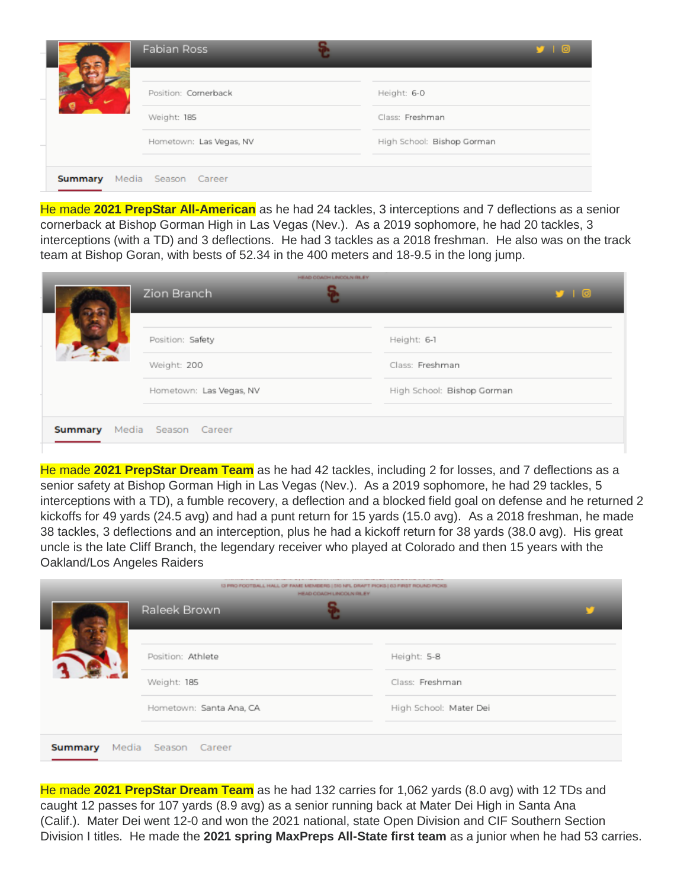**Fabian Ross**

| | |
|---|---|
| Position: Cornerback | Height: 6-0 |
| Weight: 185 | Class: Freshman |
| Hometown: Las Vegas, NV | High School: Bishop Gorman |

Summary Media Season Career

He made **2021 PrepStar All-American** as he had 24 tackles, 3 interceptions and 7 deflections as a senior cornerback at Bishop Gorman High in Las Vegas (Nev.). As a 2019 sophomore, he had 20 tackles, 3 interceptions (with a TD) and 3 deflections. He had 3 tackles as a 2018 freshman. He also was on the track team at Bishop Goran, with bests of 52.34 in the 400 meters and 18-9.5 in the long jump.

**Zion Branch**

| | |
|---|---|
| Position: Safety | Height: 6-1 |
| Weight: 200 | Class: Freshman |
| Hometown: Las Vegas, NV | High School: Bishop Gorman |

Summary Media Season Career

He made **2021 PrepStar Dream Team** as he had 42 tackles, including 2 for losses, and 7 deflections as a senior safety at Bishop Gorman High in Las Vegas (Nev.). As a 2019 sophomore, he had 29 tackles, 5 interceptions with a TD), a fumble recovery, a deflection and a blocked field goal on defense and he returned 2 kickoffs for 49 yards (24.5 avg) and had a punt return for 15 yards (15.0 avg). As a 2018 freshman, he made 38 tackles, 3 deflections and an interception, plus he had a kickoff return for 38 yards (38.0 avg). His great uncle is the late Cliff Branch, the legendary receiver who played at Colorado and then 15 years with the Oakland/Los Angeles Raiders

**Raleek Brown**

| | |
|---|---|
| Position: Athlete | Height: 5-8 |
| Weight: 185 | Class: Freshman |
| Hometown: Santa Ana, CA | High School: Mater Dei |

Summary Media Season Career

He made **2021 PrepStar Dream Team** as he had 132 carries for 1,062 yards (8.0 avg) with 12 TDs and caught 12 passes for 107 yards (8.9 avg) as a senior running back at Mater Dei High in Santa Ana (Calif.). Mater Dei went 12-0 and won the 2021 national, state Open Division and CIF Southern Section Division I titles. He made the **2021 spring MaxPreps All-State first team** as a junior when he had 53 carries.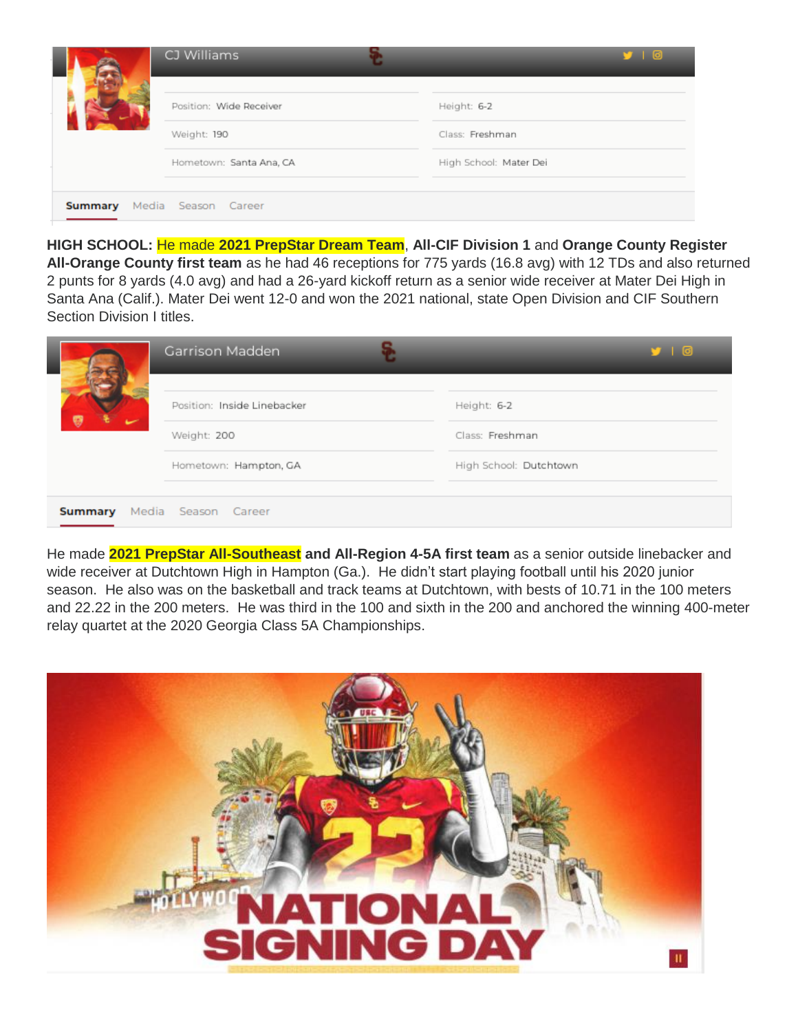CJ Williams

| | |
|---|---|
| Position: Wide Receiver | Height: 6-2 |
| Weight: 190 | Class: Freshman |
| Hometown: Santa Ana, CA | High School: Mater Dei |

Summary Media Season Career

**HIGH SCHOOL:** He made **2021 PrepStar Dream Team**, **All-CIF Division 1** and **Orange County Register All-Orange County first team** as he had 46 receptions for 775 yards (16.8 avg) with 12 TDs and also returned 2 punts for 8 yards (4.0 avg) and had a 26-yard kickoff return as a senior wide receiver at Mater Dei High in Santa Ana (Calif.). Mater Dei went 12-0 and won the 2021 national, state Open Division and CIF Southern Section Division I titles.

Garrison Madden

| | |
|---|---|
| Position: Inside Linebacker | Height: 6-2 |
| Weight: 200 | Class: Freshman |
| Hometown: Hampton, GA | High School: Dutchtown |

Summary Media Season Career

He made **2021 PrepStar All-Southeast and All-Region 4-5A first team** as a senior outside linebacker and wide receiver at Dutchtown High in Hampton (Ga.). He didn't start playing football until his 2020 junior season. He also was on the basketball and track teams at Dutchtown, with bests of 10.71 in the 100 meters and 22.22 in the 200 meters. He was third in the 100 and sixth in the 200 and anchored the winning 400-meter relay quartet at the 2020 Georgia Class 5A Championships.

NATIONAL SIGNING DAY